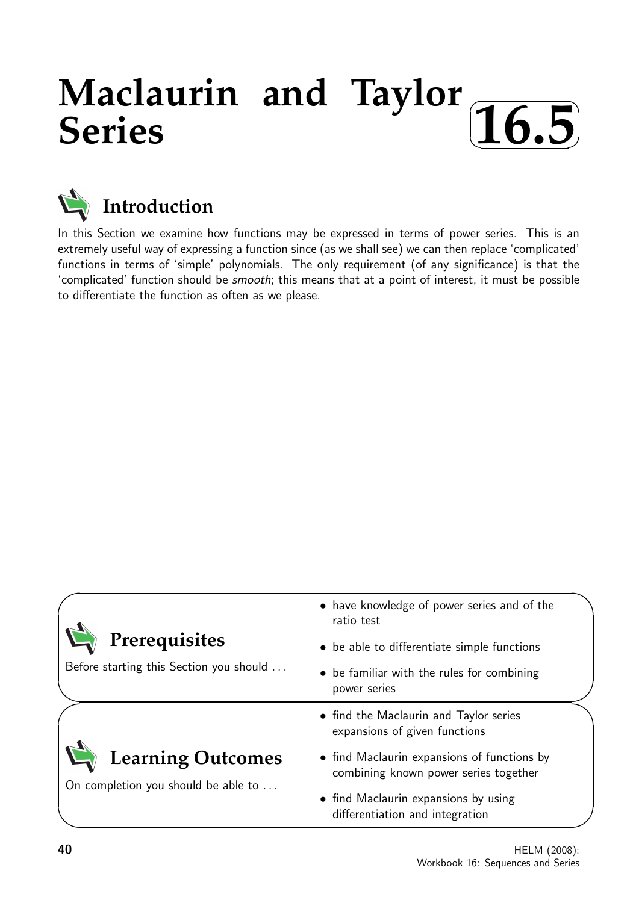# Maclaurin and Taylor Series

**16.5**

## Introduction

In this Section we examine how functions may be expressed in terms of power series. This is an extremely useful way of expressing a function since (as we shall see) we can then replace 'complicated' functions in terms of 'simple' polynomials. The only requirement (of any significance) is that the 'complicated' function should be *smooth*; this means that at a point of interest, it must be possible to differentiate the function as often as we please.

## Prerequisites

Before starting this Section you should ...

- have knowledge of power series and of the ratio test
- be able to differentiate simple functions
- be familiar with the rules for combining power series

## Learning Outcomes

On completion you should be able to ...

- find the Maclaurin and Taylor series expansions of given functions
- find Maclaurin expansions of functions by combining known power series together
- find Maclaurin expansions by using differentiation and integration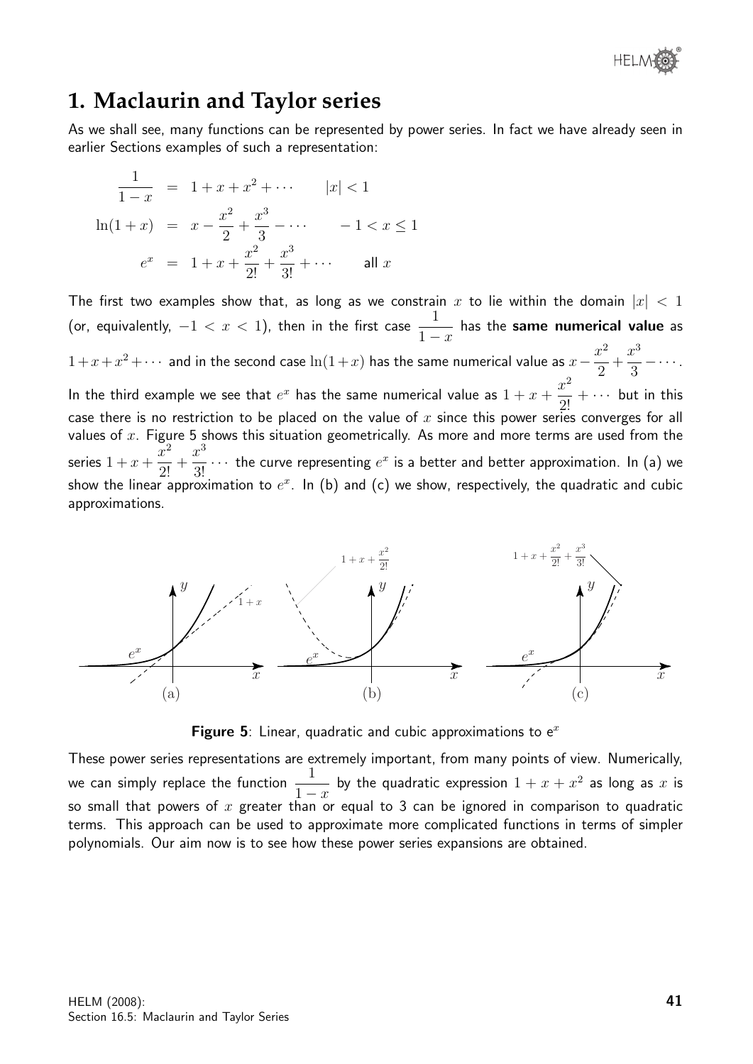# 1. Maclaurin and Taylor series

As we shall see, many functions can be represented by power series. In fact we have already seen in earlier Sections examples of such a representation:

$$\frac{1}{1-x} = 1 + x + x^2 + \cdots \qquad |x| < 1$$

$$\ln(1+x) = x - \frac{x^2}{2} + \frac{x^3}{3} - \cdots \qquad -1 < x \leq 1$$

$$e^x = 1 + x + \frac{x^2}{2!} + \frac{x^3}{3!} + \cdots \qquad \text{all } x$$

The first two examples show that, as long as we constrain $x$ to lie within the domain $|x| < 1$ (or, equivalently, $-1 < x < 1$), then in the first case $\dfrac{1}{1-x}$ has the **same numerical value** as $1+x+x^2+\cdots$ and in the second case $\ln(1+x)$ has the same numerical value as $x - \dfrac{x^2}{2} + \dfrac{x^3}{3} - \cdots$. In the third example we see that $e^x$ has the same numerical value as $1 + x + \dfrac{x^2}{2!} + \cdots$ but in this case there is no restriction to be placed on the value of $x$ since this power series converges for all values of $x$. Figure 5 shows this situation geometrically. As more and more terms are used from the series $1 + x + \dfrac{x^2}{2!} + \dfrac{x^3}{3!} \cdots$ the curve representing $e^x$ is a better and better approximation. In (a) we show the linear approximation to $e^x$. In (b) and (c) we show, respectively, the quadratic and cubic approximations.

**Figure 5**: Linear, quadratic and cubic approximations to $e^x$

These power series representations are extremely important, from many points of view. Numerically, we can simply replace the function $\dfrac{1}{1-x}$ by the quadratic expression $1 + x + x^2$ as long as $x$ is so small that powers of $x$ greater than or equal to 3 can be ignored in comparison to quadratic terms. This approach can be used to approximate more complicated functions in terms of simpler polynomials. Our aim now is to see how these power series expansions are obtained.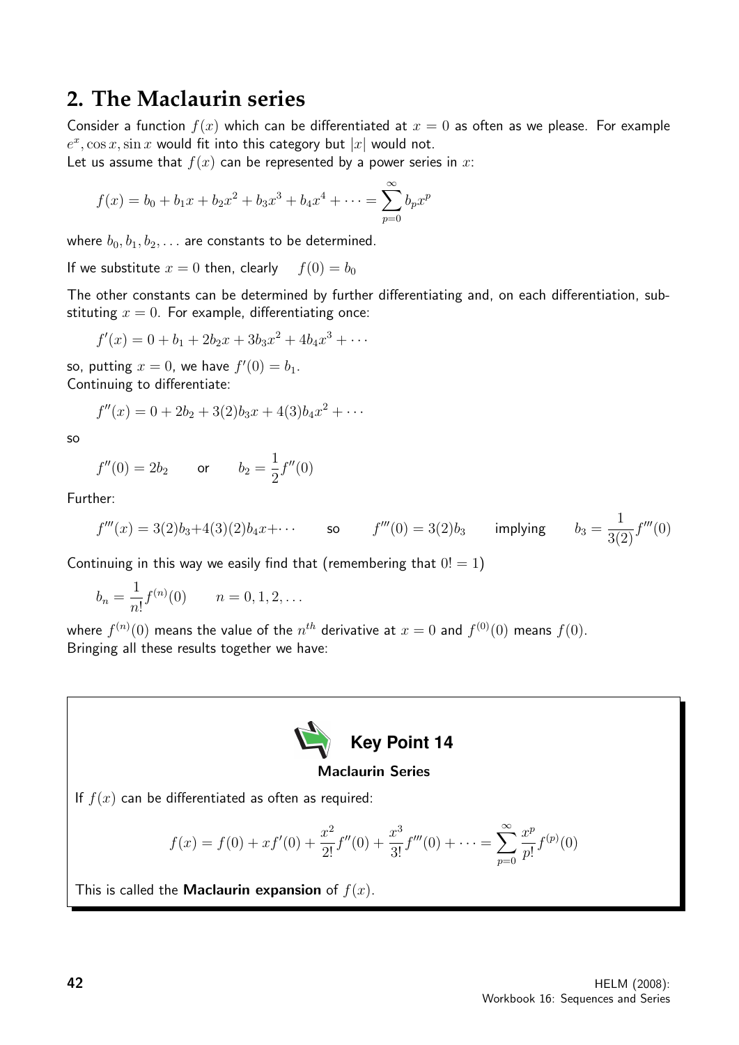## 2. The Maclaurin series

Consider a function $f(x)$ which can be differentiated at $x = 0$ as often as we please. For example $e^x, \cos x, \sin x$ would fit into this category but $|x|$ would not.

Let us assume that $f(x)$ can be represented by a power series in $x$:

$$f(x) = b_0 + b_1 x + b_2 x^2 + b_3 x^3 + b_4 x^4 + \cdots = \sum_{p=0}^{\infty} b_p x^p$$

where $b_0, b_1, b_2, \ldots$ are constants to be determined.

If we substitute $x = 0$ then, clearly $\quad f(0) = b_0$

The other constants can be determined by further differentiating and, on each differentiation, substituting $x = 0$. For example, differentiating once:

$$f'(x) = 0 + b_1 + 2b_2 x + 3b_3 x^2 + 4b_4 x^3 + \cdots$$

so, putting $x = 0$, we have $f'(0) = b_1$.

Continuing to differentiate:

$$f''(x) = 0 + 2b_2 + 3(2)b_3 x + 4(3)b_4 x^2 + \cdots$$

so

$$f''(0) = 2b_2 \qquad \text{or} \qquad b_2 = \frac{1}{2} f''(0)$$

Further:

$$f'''(x) = 3(2)b_3 + 4(3)(2)b_4 x + \cdots \qquad \text{so} \qquad f'''(0) = 3(2)b_3 \qquad \text{implying} \qquad b_3 = \frac{1}{3(2)} f'''(0)$$

Continuing in this way we easily find that (remembering that $0! = 1$)

$$b_n = \frac{1}{n!} f^{(n)}(0) \qquad n = 0, 1, 2, \ldots$$

where $f^{(n)}(0)$ means the value of the $n^{th}$ derivative at $x = 0$ and $f^{(0)}(0)$ means $f(0)$.

Bringing all these results together we have:

**Key Point 14**

**Maclaurin Series**

If $f(x)$ can be differentiated as often as required:

$$f(x) = f(0) + x f'(0) + \frac{x^2}{2!} f''(0) + \frac{x^3}{3!} f'''(0) + \cdots = \sum_{p=0}^{\infty} \frac{x^p}{p!} f^{(p)}(0)$$

This is called the **Maclaurin expansion** of $f(x)$.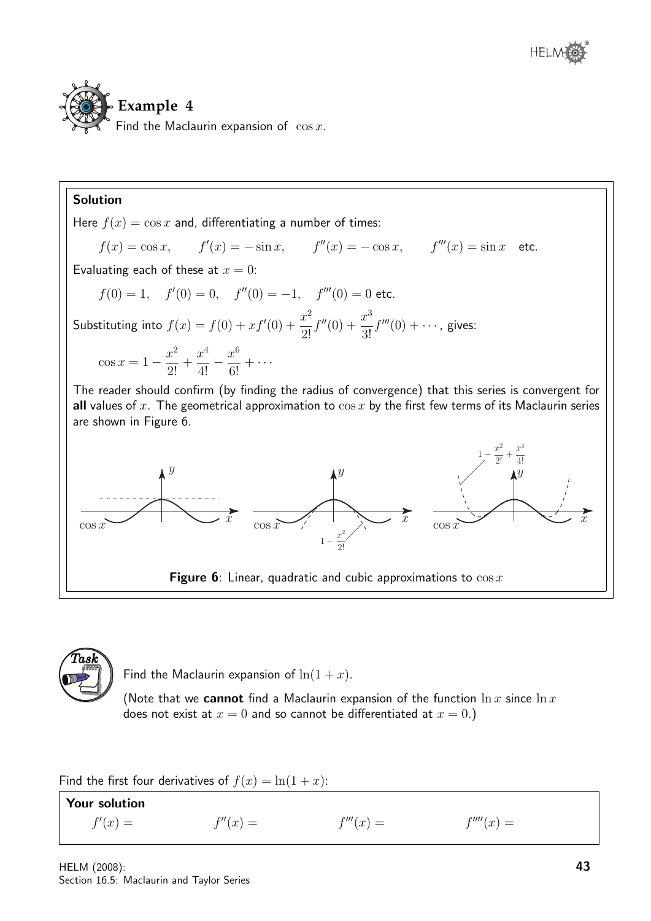## Example 4

Find the Maclaurin expansion of $\cos x$.

**Solution**

Here $f(x) = \cos x$ and, differentiating a number of times:

$$f(x) = \cos x, \qquad f'(x) = -\sin x, \qquad f''(x) = -\cos x, \qquad f'''(x) = \sin x \quad \text{etc.}$$

Evaluating each of these at $x = 0$:

$$f(0) = 1, \quad f'(0) = 0, \quad f''(0) = -1, \quad f'''(0) = 0 \text{ etc.}$$

Substituting into $f(x) = f(0) + xf'(0) + \dfrac{x^2}{2!}f''(0) + \dfrac{x^3}{3!}f'''(0) + \cdots$, gives:

$$\cos x = 1 - \frac{x^2}{2!} + \frac{x^4}{4!} - \frac{x^6}{6!} + \cdots$$

The reader should confirm (by finding the radius of convergence) that this series is convergent for **all** values of $x$. The geometrical approximation to $\cos x$ by the first few terms of its Maclaurin series are shown in Figure 6.

**Figure 6**: Linear, quadratic and cubic approximations to $\cos x$

## Task

Find the Maclaurin expansion of $\ln(1+x)$.

(Note that we **cannot** find a Maclaurin expansion of the function $\ln x$ since $\ln x$ does not exist at $x = 0$ and so cannot be differentiated at $x = 0$.)

Find the first four derivatives of $f(x) = \ln(1+x)$:

**Your solution**

$f'(x) =$ $\qquad$ $f''(x) =$ $\qquad$ $f'''(x) =$ $\qquad$ $f''''(x) =$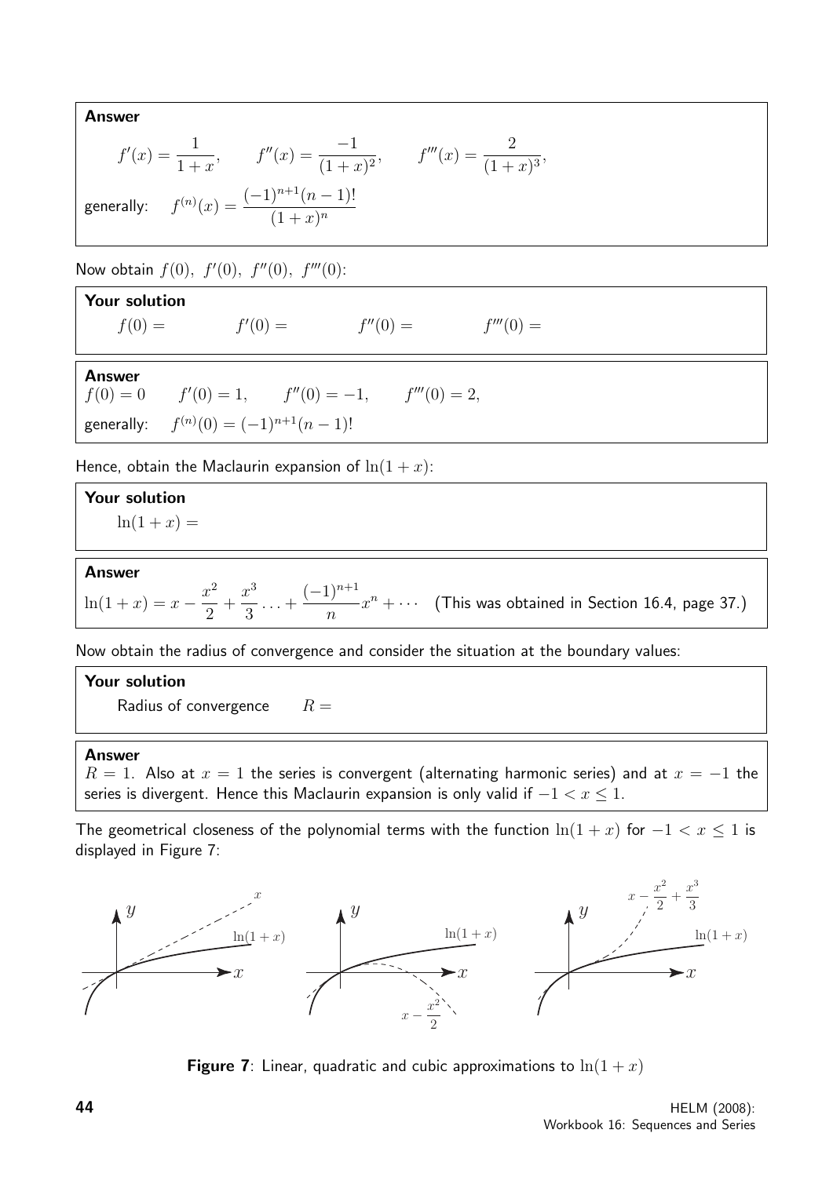**Answer**

$$f'(x) = \frac{1}{1+x}, \qquad f''(x) = \frac{-1}{(1+x)^2}, \qquad f'''(x) = \frac{2}{(1+x)^3},$$

generally: $\quad f^{(n)}(x) = \dfrac{(-1)^{n+1}(n-1)!}{(1+x)^n}$

Now obtain $f(0),\ f'(0),\ f''(0),\ f'''(0)$:

**Your solution**

$f(0) = \qquad f'(0) = \qquad f''(0) = \qquad f'''(0) =$

**Answer**

$f(0) = 0 \qquad f'(0) = 1, \qquad f''(0) = -1, \qquad f'''(0) = 2,$

generally: $\quad f^{(n)}(0) = (-1)^{n+1}(n-1)!$

Hence, obtain the Maclaurin expansion of $\ln(1+x)$:

**Your solution**

$\ln(1+x) =$

**Answer**

$\ln(1+x) = x - \dfrac{x^2}{2} + \dfrac{x^3}{3} \ldots + \dfrac{(-1)^{n+1}}{n}x^n + \cdots$ (This was obtained in Section 16.4, page 37.)

Now obtain the radius of convergence and consider the situation at the boundary values:

**Your solution**

Radius of convergence $\qquad R =$

**Answer**

$R = 1$. Also at $x = 1$ the series is convergent (alternating harmonic series) and at $x = -1$ the series is divergent. Hence this Maclaurin expansion is only valid if $-1 < x \leq 1$.

The geometrical closeness of the polynomial terms with the function $\ln(1+x)$ for $-1 < x \leq 1$ is displayed in Figure 7:

**Figure 7**: Linear, quadratic and cubic approximations to $\ln(1+x)$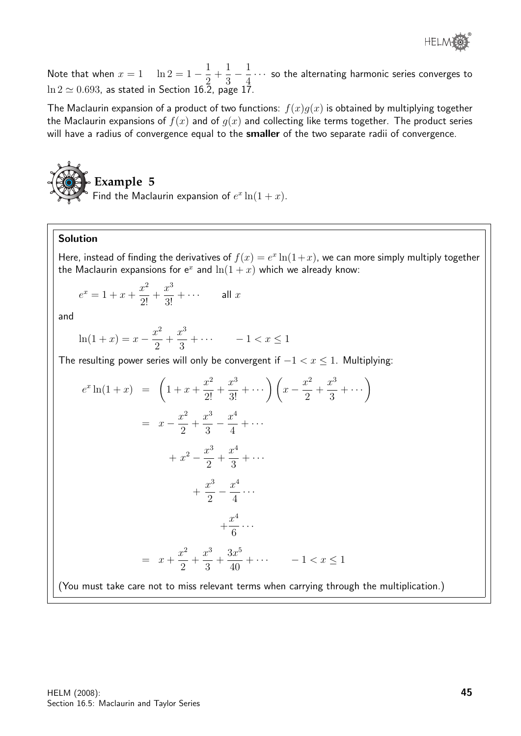Note that when $x = 1$   $\ln 2 = 1 - \frac{1}{2} + \frac{1}{3} - \frac{1}{4} \cdots$ so the alternating harmonic series converges to $\ln 2 \simeq 0.693$, as stated in Section 16.2, page 17.

The Maclaurin expansion of a product of two functions: $f(x)g(x)$ is obtained by multiplying together the Maclaurin expansions of $f(x)$ and of $g(x)$ and collecting like terms together. The product series will have a radius of convergence equal to the **smaller** of the two separate radii of convergence.

## Example 5

Find the Maclaurin expansion of $e^x \ln(1 + x)$.

### Solution

Here, instead of finding the derivatives of $f(x) = e^x \ln(1+x)$, we can more simply multiply together the Maclaurin expansions for $e^x$ and $\ln(1 + x)$ which we already know:

$$e^x = 1 + x + \frac{x^2}{2!} + \frac{x^3}{3!} + \cdots \qquad \text{all } x$$

and

$$\ln(1 + x) = x - \frac{x^2}{2} + \frac{x^3}{3} + \cdots \qquad -1 < x \leq 1$$

The resulting power series will only be convergent if $-1 < x \leq 1$. Multiplying:

$$\begin{aligned}
e^x \ln(1 + x) &= \left(1 + x + \frac{x^2}{2!} + \frac{x^3}{3!} + \cdots\right)\left(x - \frac{x^2}{2} + \frac{x^3}{3} + \cdots\right) \\
&= x - \frac{x^2}{2} + \frac{x^3}{3} - \frac{x^4}{4} + \cdots \\
&\quad + x^2 - \frac{x^3}{2} + \frac{x^4}{3} + \cdots \\
&\quad + \frac{x^3}{2} - \frac{x^4}{4} \cdots \\
&\quad + \frac{x^4}{6} \cdots \\
&= x + \frac{x^2}{2} + \frac{x^3}{3} + \frac{3x^5}{40} + \cdots \qquad -1 < x \leq 1
\end{aligned}$$

(You must take care not to miss relevant terms when carrying through the multiplication.)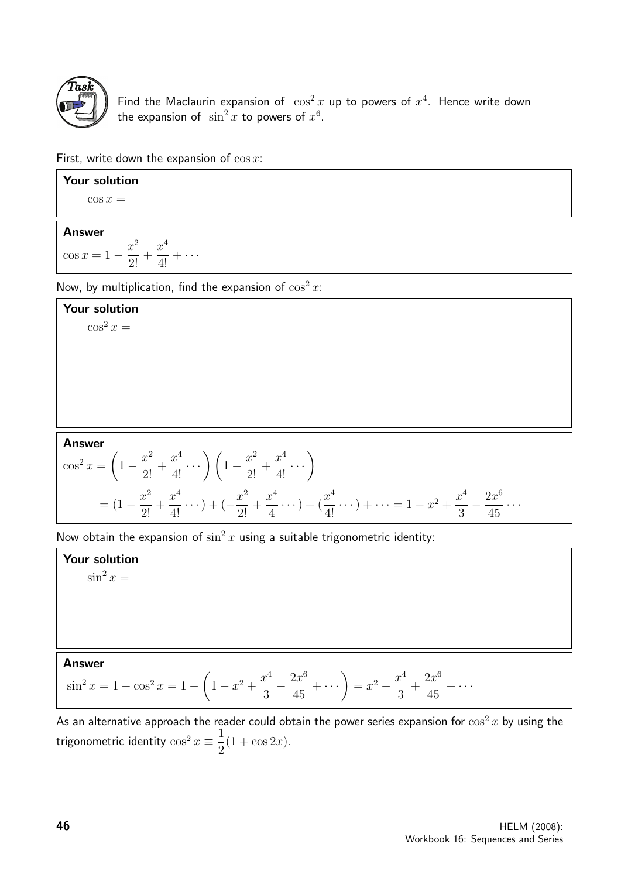**Task**

Find the Maclaurin expansion of $\cos^2 x$ up to powers of $x^4$. Hence write down the expansion of $\sin^2 x$ to powers of $x^6$.

First, write down the expansion of $\cos x$:

**Your solution**

$\cos x =$

**Answer**

$\cos x = 1 - \dfrac{x^2}{2!} + \dfrac{x^4}{4!} + \cdots$

Now, by multiplication, find the expansion of $\cos^2 x$:

**Your solution**

$\cos^2 x =$

**Answer**

$$\cos^2 x = \left(1 - \frac{x^2}{2!} + \frac{x^4}{4!} \cdots\right)\left(1 - \frac{x^2}{2!} + \frac{x^4}{4!} \cdots\right)$$

$$= (1 - \frac{x^2}{2!} + \frac{x^4}{4!} \cdots) + (-\frac{x^2}{2!} + \frac{x^4}{4} \cdots) + (\frac{x^4}{4!} \cdots) + \cdots = 1 - x^2 + \frac{x^4}{3} - \frac{2x^6}{45} \cdots$$

Now obtain the expansion of $\sin^2 x$ using a suitable trigonometric identity:

**Your solution**

$\sin^2 x =$

**Answer**

$$\sin^2 x = 1 - \cos^2 x = 1 - \left(1 - x^2 + \frac{x^4}{3} - \frac{2x^6}{45} + \cdots\right) = x^2 - \frac{x^4}{3} + \frac{2x^6}{45} + \cdots$$

As an alternative approach the reader could obtain the power series expansion for $\cos^2 x$ by using the trigonometric identity $\cos^2 x \equiv \dfrac{1}{2}(1 + \cos 2x)$.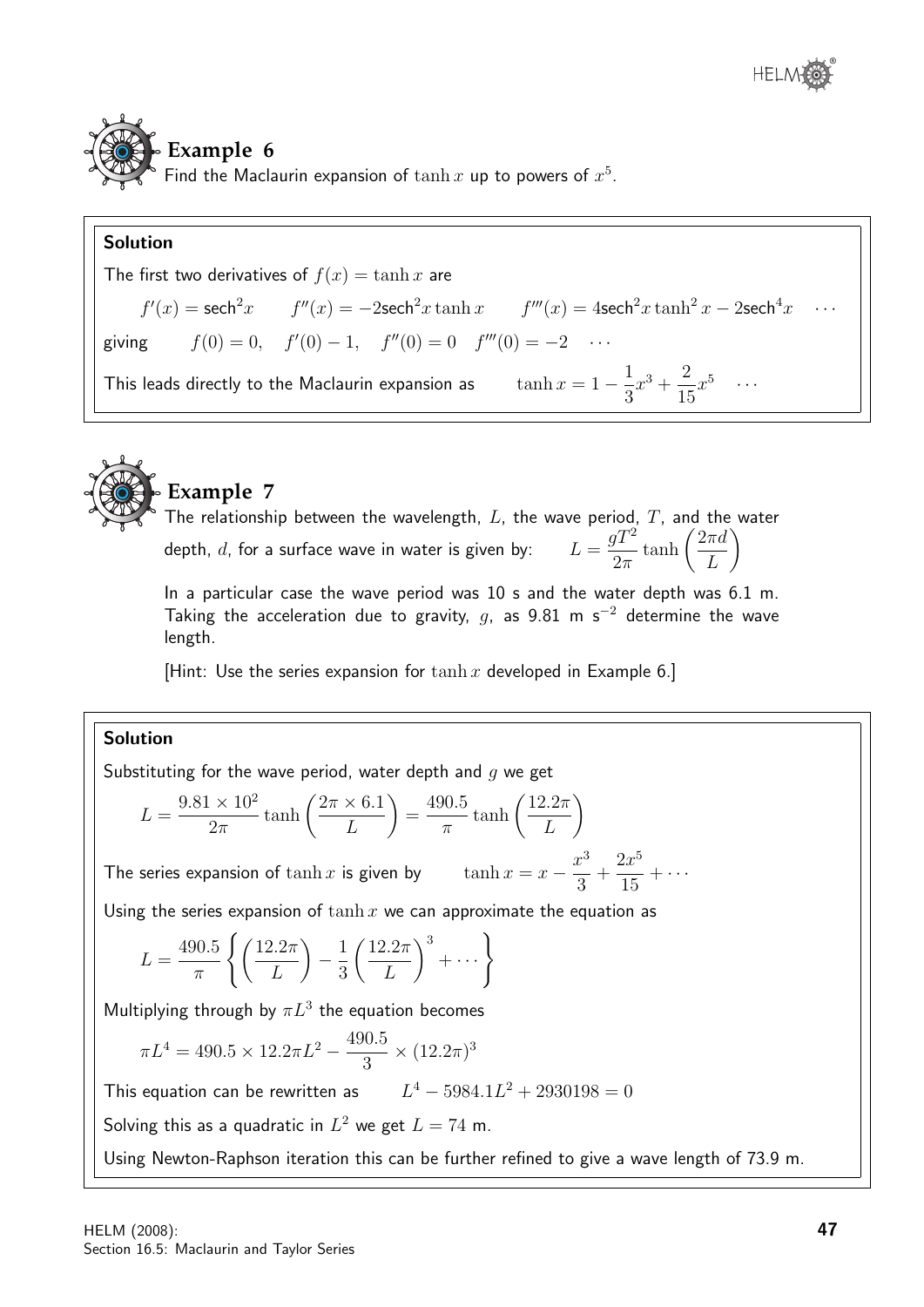## Example 6

Find the Maclaurin expansion of $\tanh x$ up to powers of $x^5$.

**Solution**

The first two derivatives of $f(x) = \tanh x$ are

$$f'(x) = \text{sech}^2 x \qquad f''(x) = -2\text{sech}^2 x \tanh x \qquad f'''(x) = 4\text{sech}^2 x \tanh^2 x - 2\text{sech}^4 x \quad \cdots$$

giving $\quad f(0) = 0, \quad f'(0) - 1, \quad f''(0) = 0 \quad f'''(0) = -2 \quad \cdots$

This leads directly to the Maclaurin expansion as $\qquad \tanh x = 1 - \dfrac{1}{3}x^3 + \dfrac{2}{15}x^5 \quad \cdots$

## Example 7

The relationship between the wavelength, $L$, the wave period, $T$, and the water depth, $d$, for a surface wave in water is given by: $\quad L = \dfrac{gT^2}{2\pi}\tanh\left(\dfrac{2\pi d}{L}\right)$

In a particular case the wave period was 10 s and the water depth was 6.1 m. Taking the acceleration due to gravity, $g$, as 9.81 m s$^{-2}$ determine the wave length.

[Hint: Use the series expansion for $\tanh x$ developed in Example 6.]

**Solution**

Substituting for the wave period, water depth and $g$ we get

$$L = \frac{9.81 \times 10^2}{2\pi}\tanh\left(\frac{2\pi \times 6.1}{L}\right) = \frac{490.5}{\pi}\tanh\left(\frac{12.2\pi}{L}\right)$$

The series expansion of $\tanh x$ is given by $\qquad \tanh x = x - \dfrac{x^3}{3} + \dfrac{2x^5}{15} + \cdots$

Using the series expansion of $\tanh x$ we can approximate the equation as

$$L = \frac{490.5}{\pi}\left\{\left(\frac{12.2\pi}{L}\right) - \frac{1}{3}\left(\frac{12.2\pi}{L}\right)^3 + \cdots\right\}$$

Multiplying through by $\pi L^3$ the equation becomes

$$\pi L^4 = 490.5 \times 12.2\pi L^2 - \frac{490.5}{3} \times (12.2\pi)^3$$

This equation can be rewritten as $\qquad L^4 - 5984.1L^2 + 2930198 = 0$

Solving this as a quadratic in $L^2$ we get $L = 74$ m.

Using Newton-Raphson iteration this can be further refined to give a wave length of 73.9 m.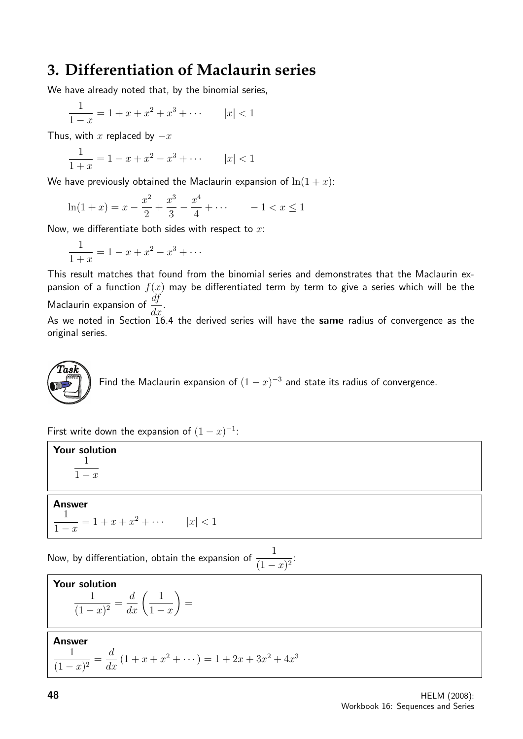## 3. Differentiation of Maclaurin series

We have already noted that, by the binomial series,

$$\frac{1}{1-x} = 1 + x + x^2 + x^3 + \cdots \qquad |x| < 1$$

Thus, with $x$ replaced by $-x$

$$\frac{1}{1+x} = 1 - x + x^2 - x^3 + \cdots \qquad |x| < 1$$

We have previously obtained the Maclaurin expansion of $\ln(1+x)$:

$$\ln(1+x) = x - \frac{x^2}{2} + \frac{x^3}{3} - \frac{x^4}{4} + \cdots \qquad -1 < x \leq 1$$

Now, we differentiate both sides with respect to $x$:

$$\frac{1}{1+x} = 1 - x + x^2 - x^3 + \cdots$$

This result matches that found from the binomial series and demonstrates that the Maclaurin expansion of a function $f(x)$ may be differentiated term by term to give a series which will be the Maclaurin expansion of $\dfrac{df}{dx}$.

As we noted in Section 16.4 the derived series will have the **same** radius of convergence as the original series.

**Task**

Find the Maclaurin expansion of $(1-x)^{-3}$ and state its radius of convergence.

First write down the expansion of $(1-x)^{-1}$:

**Your solution**

$$\frac{1}{1-x}$$

**Answer**

$$\frac{1}{1-x} = 1 + x + x^2 + \cdots \qquad |x| < 1$$

Now, by differentiation, obtain the expansion of $\dfrac{1}{(1-x)^2}$:

**Your solution**

$$\frac{1}{(1-x)^2} = \frac{d}{dx}\left(\frac{1}{1-x}\right) =$$

**Answer**

$$\frac{1}{(1-x)^2} = \frac{d}{dx}\left(1 + x + x^2 + \cdots\right) = 1 + 2x + 3x^2 + 4x^3$$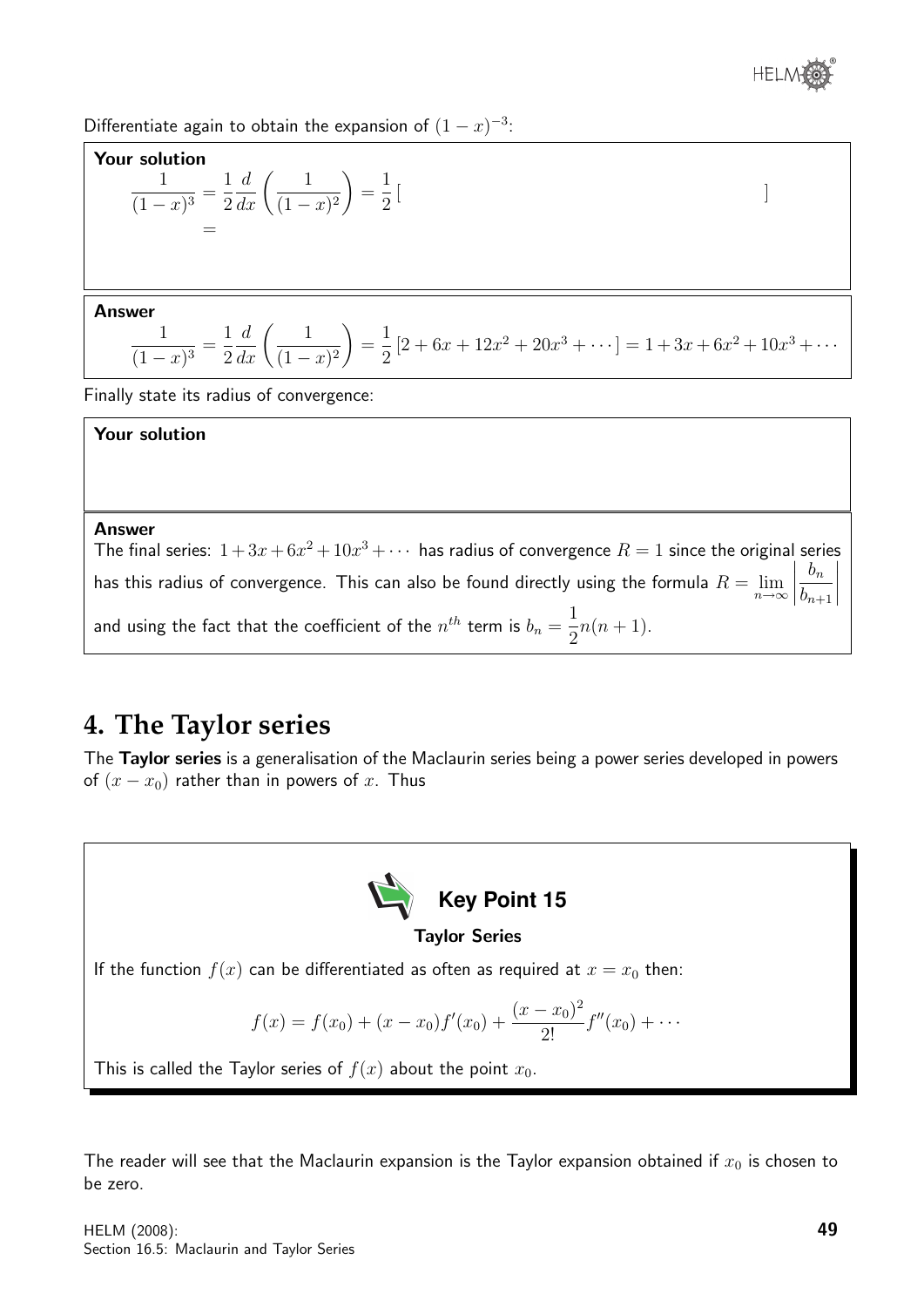Differentiate again to obtain the expansion of $(1-x)^{-3}$:

**Your solution**

$$\frac{1}{(1-x)^3} = \frac{1}{2}\frac{d}{dx}\left(\frac{1}{(1-x)^2}\right) = \frac{1}{2}\left[ \qquad \qquad \qquad \qquad \qquad \qquad \right]$$
$$=$$

**Answer**

$$\frac{1}{(1-x)^3} = \frac{1}{2}\frac{d}{dx}\left(\frac{1}{(1-x)^2}\right) = \frac{1}{2}\left[2+6x+12x^2+20x^3+\cdots\right] = 1+3x+6x^2+10x^3+\cdots$$

Finally state its radius of convergence:

**Your solution**

**Answer**

The final series: $1+3x+6x^2+10x^3+\cdots$ has radius of convergence $R=1$ since the original series has this radius of convergence. This can also be found directly using the formula $R = \lim_{n\to\infty}\left|\frac{b_n}{b_{n+1}}\right|$ and using the fact that the coefficient of the $n^{th}$ term is $b_n = \frac{1}{2}n(n+1)$.

## 4. The Taylor series

The **Taylor series** is a generalisation of the Maclaurin series being a power series developed in powers of $(x-x_0)$ rather than in powers of $x$. Thus

**Key Point 15**

**Taylor Series**

If the function $f(x)$ can be differentiated as often as required at $x = x_0$ then:

$$f(x) = f(x_0) + (x-x_0)f'(x_0) + \frac{(x-x_0)^2}{2!}f''(x_0) + \cdots$$

This is called the Taylor series of $f(x)$ about the point $x_0$.

The reader will see that the Maclaurin expansion is the Taylor expansion obtained if $x_0$ is chosen to be zero.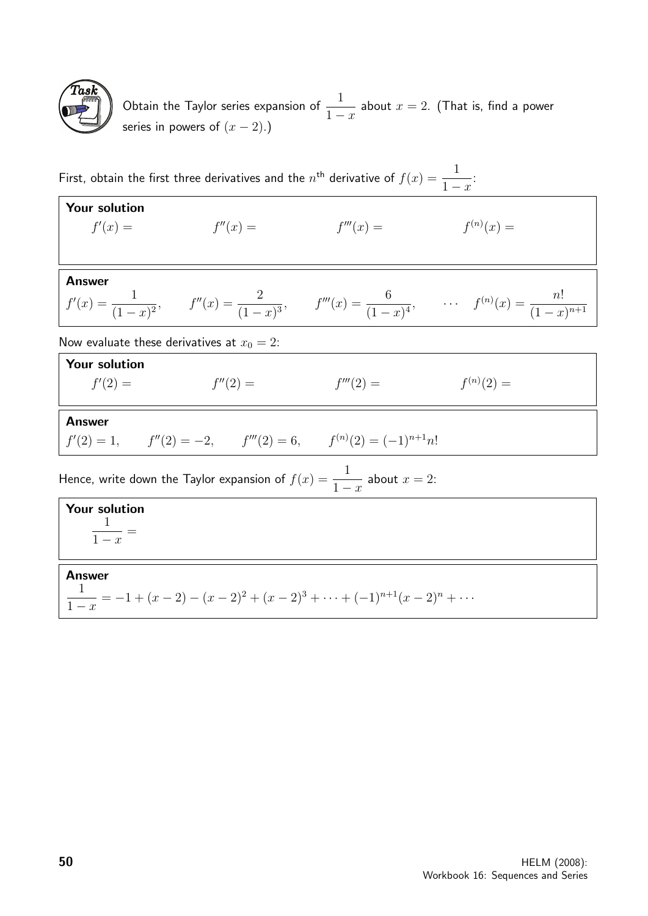**Task**

Obtain the Taylor series expansion of $\dfrac{1}{1-x}$ about $x = 2$. (That is, find a power series in powers of $(x-2)$.)

First, obtain the first three derivatives and the $n^{\text{th}}$ derivative of $f(x) = \dfrac{1}{1-x}$:

**Your solution**

$f'(x) =$ $\qquad$ $f''(x) =$ $\qquad$ $f'''(x) =$ $\qquad$ $f^{(n)}(x) =$

**Answer**

$$f'(x) = \frac{1}{(1-x)^2}, \qquad f''(x) = \frac{2}{(1-x)^3}, \qquad f'''(x) = \frac{6}{(1-x)^4}, \qquad \cdots \quad f^{(n)}(x) = \frac{n!}{(1-x)^{n+1}}$$

Now evaluate these derivatives at $x_0 = 2$:

**Your solution**

$f'(2) =$ $\qquad$ $f''(2) =$ $\qquad$ $f'''(2) =$ $\qquad$ $f^{(n)}(2) =$

**Answer**

$$f'(2) = 1, \qquad f''(2) = -2, \qquad f'''(2) = 6, \qquad f^{(n)}(2) = (-1)^{n+1}n!$$

Hence, write down the Taylor expansion of $f(x) = \dfrac{1}{1-x}$ about $x = 2$:

**Your solution**

$\dfrac{1}{1-x} =$

**Answer**

$$\frac{1}{1-x} = -1 + (x-2) - (x-2)^2 + (x-2)^3 + \cdots + (-1)^{n+1}(x-2)^n + \cdots$$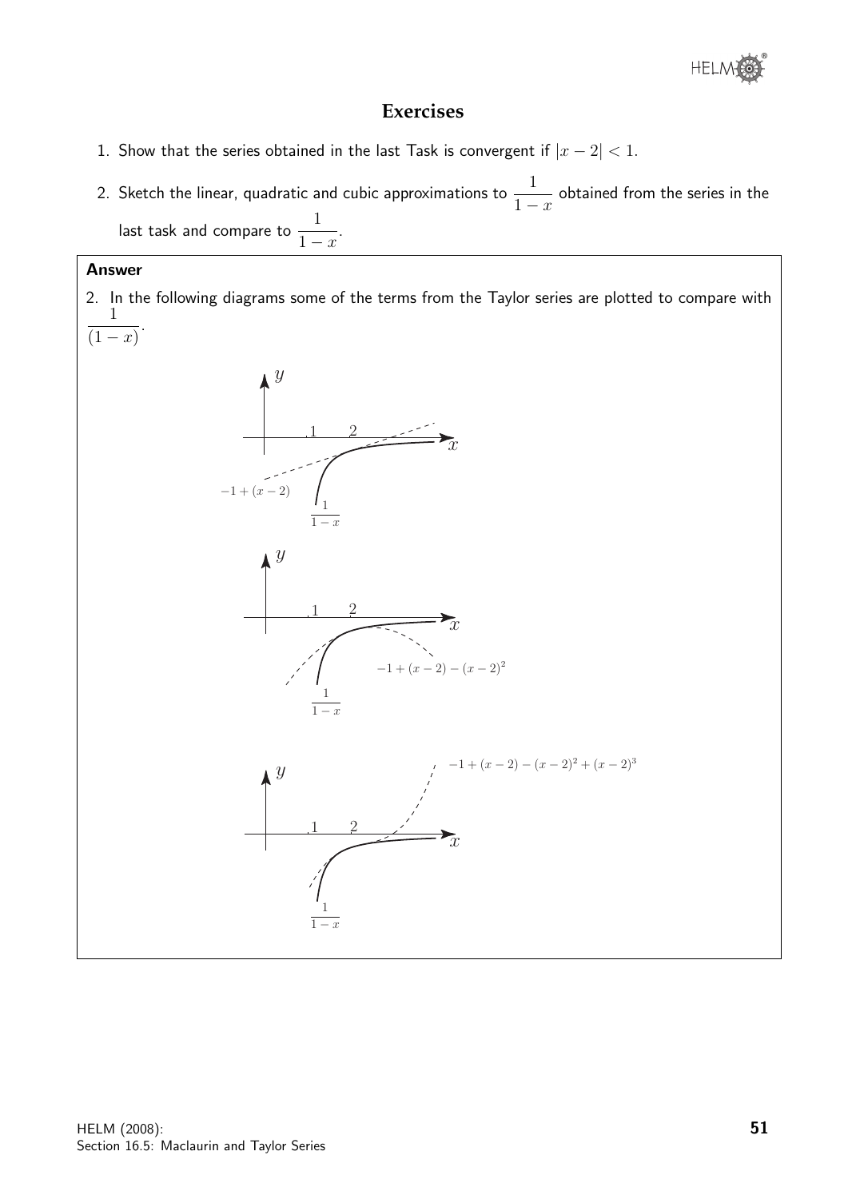# Exercises

1. Show that the series obtained in the last Task is convergent if $|x - 2| < 1$.

2. Sketch the linear, quadratic and cubic approximations to $\dfrac{1}{1-x}$ obtained from the series in the last task and compare to $\dfrac{1}{1-x}$.

**Answer**

2. In the following diagrams some of the terms from the Taylor series are plotted to compare with $\dfrac{1}{(1-x)}$.

$y$
1
2
$x$
$-1 + (x-2)$
$\frac{1}{1-x}$

$y$
1
2
$x$
$-1 + (x-2) - (x-2)^2$
$\frac{1}{1-x}$

$y$
1
2
$x$
$-1 + (x-2) - (x-2)^2 + (x-2)^3$
$\frac{1}{1-x}$